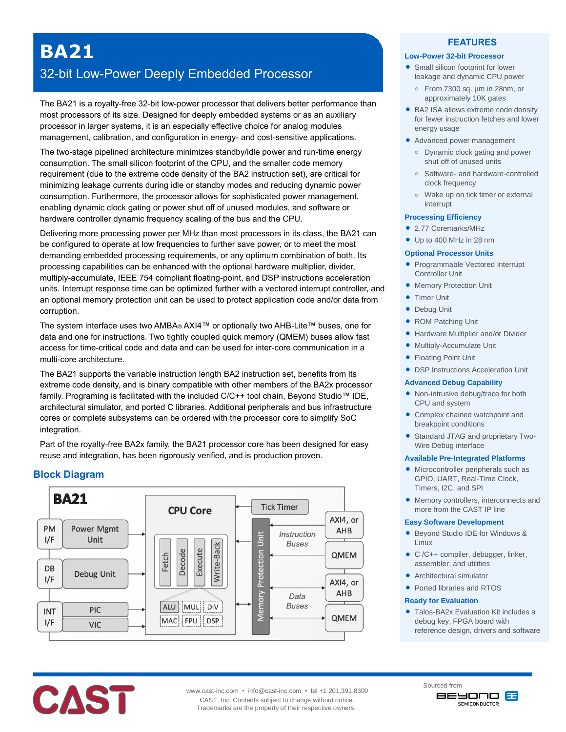# BA21

## 32-bit Low-Power Deeply Embedded Processor

The BA21 is a royalty-free 32-bit low-power processor that delivers better performance than most processors of its size. Designed for deeply embedded systems or as an auxiliary processor in larger systems, it is an especially effective choice for analog modules management, calibration, and configuration in energy- and cost-sensitive applications.

The two-stage pipelined architecture minimizes standby/idle power and run-time energy consumption. The small silicon footprint of the CPU, and the smaller code memory requirement (due to the extreme code density of the BA2 instruction set), are critical for minimizing leakage currents during idle or standby modes and reducing dynamic power consumption. Furthermore, the processor allows for sophisticated power management, enabling dynamic clock gating or power shut off of unused modules, and software or hardware controller dynamic frequency scaling of the bus and the CPU.

Delivering more processing power per MHz than most processors in its class, the BA21 can be configured to operate at low frequencies to further save power, or to meet the most demanding embedded processing requirements, or any optimum combination of both. Its processing capabilities can be enhanced with the optional hardware multiplier, divider, multiply-accumulate, IEEE 754 compliant floating-point, and DSP instructions acceleration units. Interrupt response time can be optimized further with a vectored interrupt controller, and an optional memory protection unit can be used to protect application code and/or data from corruption.

The system interface uses two AMBA® AXI4™ or optionally two AHB-Lite™ buses, one for data and one for instructions. Two tightly coupled quick memory (QMEM) buses allow fast access for time-critical code and data and can be used for inter-core communication in a multi-core architecture.

The BA21 supports the variable instruction length BA2 instruction set, benefits from its extreme code density, and is binary compatible with other members of the BA2x processor family. Programing is facilitated with the included C/C++ tool chain, Beyond Studio™ IDE, architectural simulator, and ported C libraries. Additional peripherals and bus infrastructure cores or complete subsystems can be ordered with the processor core to simplify SoC integration.

Part of the royalty-free BA2x family, the BA21 processor core has been designed for easy reuse and integration, has been rigorously verified, and is production proven.

## Block Diagram

BA21 — CPU Core (Fetch, Decode, Execute, Write-Back; ALU, MUL, DIV, MAC, FPU, DSP); PM I/F – Power Mgmt Unit; DB I/F – Debug Unit; INT I/F – PIC, VIC; Tick Timer; Memory Protection Unit; Instruction Buses – AXI4, or AHB; QMEM; Data Buses – AXI4, or AHB; QMEM

## FEATURES

### Low-Power 32-bit Processor

- Small silicon footprint for lower leakage and dynamic CPU power
  - From 7300 sq. µm in 28nm, or approximately 10K gates
- BA2 ISA allows extreme code density for fewer instruction fetches and lower energy usage
- Advanced power management
  - Dynamic clock gating and power shut off of unused units
  - Software- and hardware-controlled clock frequency
  - Wake up on tick timer or external interrupt

### Processing Efficiency

- 2.77 Coremarks/MHz
- Up to 400 MHz in 28 nm

### Optional Processor Units

- Programmable Vectored Interrupt Controller Unit
- Memory Protection Unit
- Timer Unit
- Debug Unit
- ROM Patching Unit
- Hardware Multiplier and/or Divider
- Multiply-Accumulate Unit
- Floating Point Unit
- DSP Instructions Acceleration Unit

### Advanced Debug Capability

- Non-intrusive debug/trace for both CPU and system
- Complex chained watchpoint and breakpoint conditions
- Standard JTAG and proprietary Two-Wire Debug interface

### Available Pre-Integrated Platforms

- Microcontroller peripherals such as GPIO, UART, Real-Time Clock, Timers, I2C, and SPI
- Memory controllers, interconnects and more from the CAST IP line

### Easy Software Development

- Beyond Studio IDE for Windows & Linux
- C /C++ compiler, debugger, linker, assembler, and utilities
- Architectural simulator
- Ported libraries and RTOS

### Ready for Evaluation

- Talos-BA2x Evaluation Kit includes a debug key, FPGA board with reference design, drivers and software

CAST

www.cast-inc.com • info@cast-inc.com • tel +1 201.391.8300
CAST, Inc. Contents subject to change without notice.
Trademarks are the property of their respective owners..

Sourced from BEYOND SEMICONDUCTOR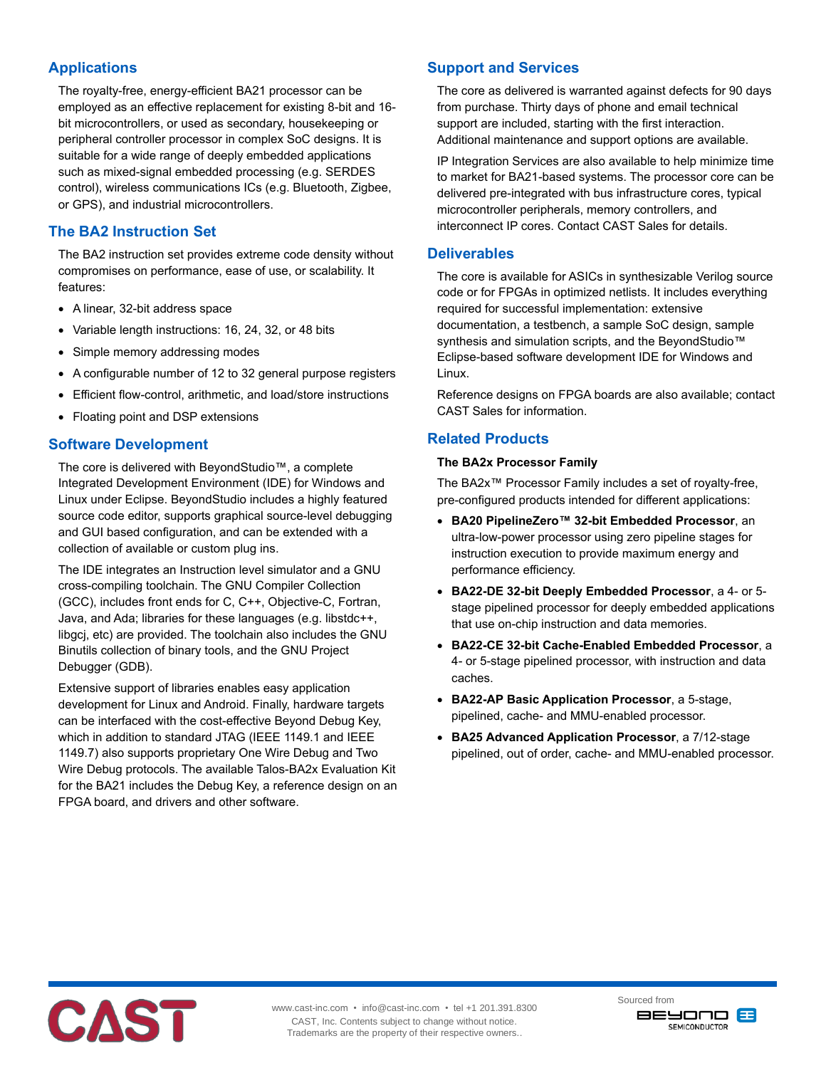## Applications

The royalty-free, energy-efficient BA21 processor can be employed as an effective replacement for existing 8-bit and 16-bit microcontrollers, or used as secondary, housekeeping or peripheral controller processor in complex SoC designs. It is suitable for a wide range of deeply embedded applications such as mixed-signal embedded processing (e.g. SERDES control), wireless communications ICs (e.g. Bluetooth, Zigbee, or GPS), and industrial microcontrollers.

## The BA2 Instruction Set

The BA2 instruction set provides extreme code density without compromises on performance, ease of use, or scalability. It features:

- A linear, 32-bit address space
- Variable length instructions: 16, 24, 32, or 48 bits
- Simple memory addressing modes
- A configurable number of 12 to 32 general purpose registers
- Efficient flow-control, arithmetic, and load/store instructions
- Floating point and DSP extensions

## Software Development

The core is delivered with BeyondStudio™, a complete Integrated Development Environment (IDE) for Windows and Linux under Eclipse. BeyondStudio includes a highly featured source code editor, supports graphical source-level debugging and GUI based configuration, and can be extended with a collection of available or custom plug ins.

The IDE integrates an Instruction level simulator and a GNU cross-compiling toolchain. The GNU Compiler Collection (GCC), includes front ends for C, C++, Objective-C, Fortran, Java, and Ada; libraries for these languages (e.g. libstdc++, libgcj, etc) are provided. The toolchain also includes the GNU Binutils collection of binary tools, and the GNU Project Debugger (GDB).

Extensive support of libraries enables easy application development for Linux and Android. Finally, hardware targets can be interfaced with the cost-effective Beyond Debug Key, which in addition to standard JTAG (IEEE 1149.1 and IEEE 1149.7) also supports proprietary One Wire Debug and Two Wire Debug protocols. The available Talos-BA2x Evaluation Kit for the BA21 includes the Debug Key, a reference design on an FPGA board, and drivers and other software.

## Support and Services

The core as delivered is warranted against defects for 90 days from purchase. Thirty days of phone and email technical support are included, starting with the first interaction. Additional maintenance and support options are available.

IP Integration Services are also available to help minimize time to market for BA21-based systems. The processor core can be delivered pre-integrated with bus infrastructure cores, typical microcontroller peripherals, memory controllers, and interconnect IP cores. Contact CAST Sales for details.

## Deliverables

The core is available for ASICs in synthesizable Verilog source code or for FPGAs in optimized netlists. It includes everything required for successful implementation: extensive documentation, a testbench, a sample SoC design, sample synthesis and simulation scripts, and the BeyondStudio™ Eclipse-based software development IDE for Windows and Linux.

Reference designs on FPGA boards are also available; contact CAST Sales for information.

## Related Products

### The BA2x Processor Family

The BA2x™ Processor Family includes a set of royalty-free, pre-configured products intended for different applications:

- **BA20 PipelineZero™ 32-bit Embedded Processor**, an ultra-low-power processor using zero pipeline stages for instruction execution to provide maximum energy and performance efficiency.
- **BA22-DE 32-bit Deeply Embedded Processor**, a 4- or 5-stage pipelined processor for deeply embedded applications that use on-chip instruction and data memories.
- **BA22-CE 32-bit Cache-Enabled Embedded Processor**, a 4- or 5-stage pipelined processor, with instruction and data caches.
- **BA22-AP Basic Application Processor**, a 5-stage, pipelined, cache- and MMU-enabled processor.
- **BA25 Advanced Application Processor**, a 7/12-stage pipelined, out of order, cache- and MMU-enabled processor.

www.cast-inc.com • info@cast-inc.com • tel +1 201.391.8300
CAST, Inc. Contents subject to change without notice.
Trademarks are the property of their respective owners..

Sourced from BEYOND SEMICONDUCTOR